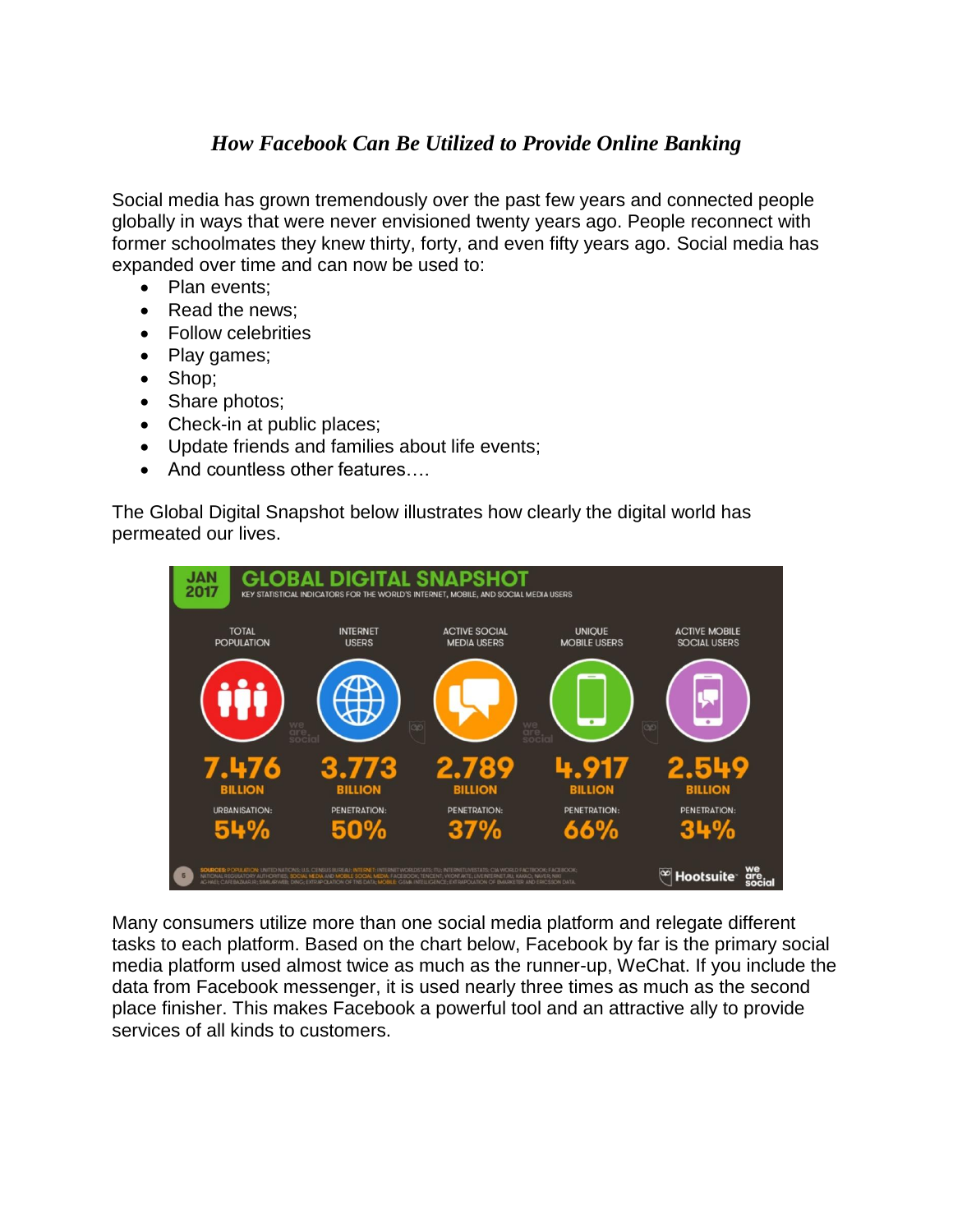# *How Facebook Can Be Utilized to Provide Online Banking*

Social media has grown tremendously over the past few years and connected people globally in ways that were never envisioned twenty years ago. People reconnect with former schoolmates they knew thirty, forty, and even fifty years ago. Social media has expanded over time and can now be used to:

- Plan events;
- Read the news;
- Follow celebrities
- Play games;
- Shop;
- Share photos;
- Check-in at public places;
- Update friends and families about life events;
- And countless other features….

The Global Digital Snapshot below illustrates how clearly the digital world has permeated our lives.

Many consumers utilize more than one social media platform and relegate different tasks to each platform. Based on the chart below, Facebook by far is the primary social media platform used almost twice as much as the runner-up, WeChat. If you include the data from Facebook messenger, it is used nearly three times as much as the second place finisher. This makes Facebook a powerful tool and an attractive ally to provide services of all kinds to customers.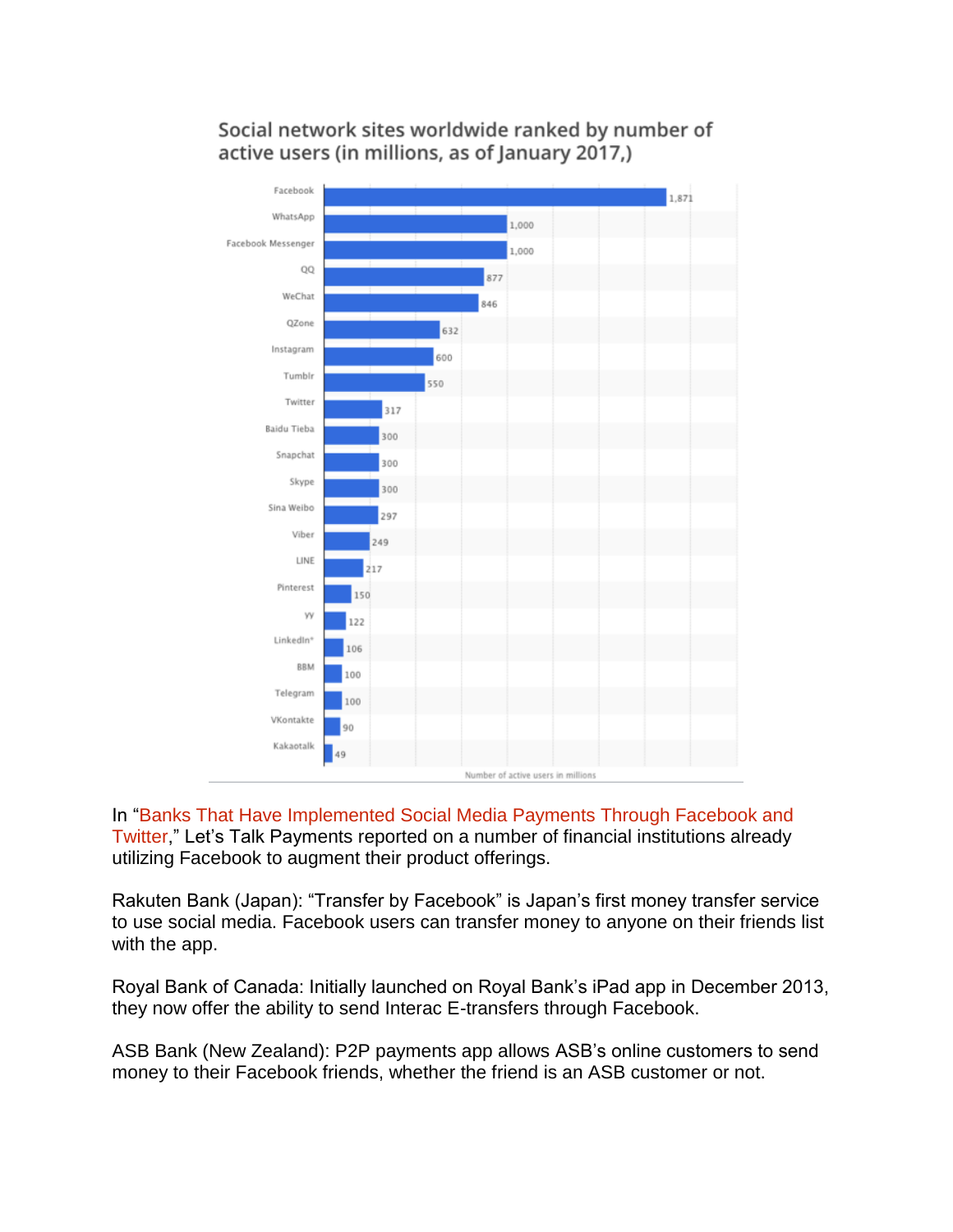Social network sites worldwide ranked by number of active users (in millions, as of January 2017,)

| Social network | Number of active users in millions |
|---|---|
| Facebook | 1,871 |
| WhatsApp | 1,000 |
| Facebook Messenger | 1,000 |
| QQ | 877 |
| WeChat | 846 |
| QZone | 632 |
| Instagram | 600 |
| Tumblr | 550 |
| Twitter | 317 |
| Baidu Tieba | 300 |
| Snapchat | 300 |
| Skype | 300 |
| Sina Weibo | 297 |
| Viber | 249 |
| LINE | 217 |
| Pinterest | 150 |
| YY | 122 |
| LinkedIn* | 106 |
| BBM | 100 |
| Telegram | 100 |
| VKontakte | 90 |
| Kakaotalk | 49 |

In "Banks That Have Implemented Social Media Payments Through Facebook and Twitter," Let's Talk Payments reported on a number of financial institutions already utilizing Facebook to augment their product offerings.

Rakuten Bank (Japan): "Transfer by Facebook" is Japan's first money transfer service to use social media. Facebook users can transfer money to anyone on their friends list with the app.

Royal Bank of Canada: Initially launched on Royal Bank's iPad app in December 2013, they now offer the ability to send Interac E-transfers through Facebook.

ASB Bank (New Zealand): P2P payments app allows ASB's online customers to send money to their Facebook friends, whether the friend is an ASB customer or not.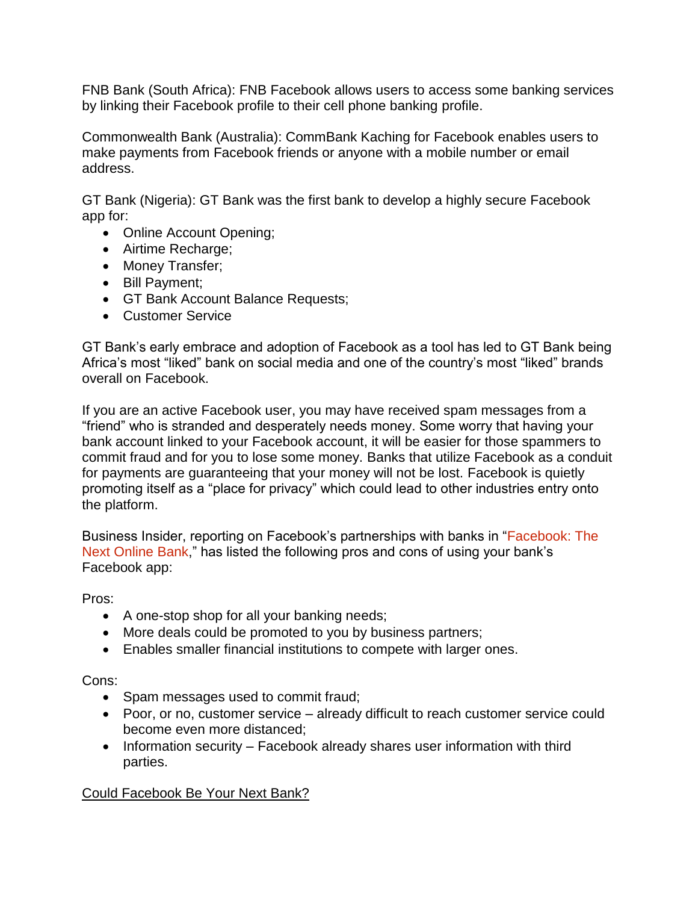FNB Bank (South Africa): FNB Facebook allows users to access some banking services by linking their Facebook profile to their cell phone banking profile.

Commonwealth Bank (Australia): CommBank Kaching for Facebook enables users to make payments from Facebook friends or anyone with a mobile number or email address.

GT Bank (Nigeria): GT Bank was the first bank to develop a highly secure Facebook app for:

- Online Account Opening;
- Airtime Recharge;
- Money Transfer;
- Bill Payment;
- GT Bank Account Balance Requests;
- Customer Service

GT Bank's early embrace and adoption of Facebook as a tool has led to GT Bank being Africa's most "liked" bank on social media and one of the country's most "liked" brands overall on Facebook.

If you are an active Facebook user, you may have received spam messages from a "friend" who is stranded and desperately needs money. Some worry that having your bank account linked to your Facebook account, it will be easier for those spammers to commit fraud and for you to lose some money. Banks that utilize Facebook as a conduit for payments are guaranteeing that your money will not be lost. Facebook is quietly promoting itself as a "place for privacy" which could lead to other industries entry onto the platform.

Business Insider, reporting on Facebook's partnerships with banks in "Facebook: The Next Online Bank," has listed the following pros and cons of using your bank's Facebook app:

Pros:

- A one-stop shop for all your banking needs;
- More deals could be promoted to you by business partners;
- Enables smaller financial institutions to compete with larger ones.

Cons:

- Spam messages used to commit fraud;
- Poor, or no, customer service – already difficult to reach customer service could become even more distanced;
- Information security – Facebook already shares user information with third parties.

Could Facebook Be Your Next Bank?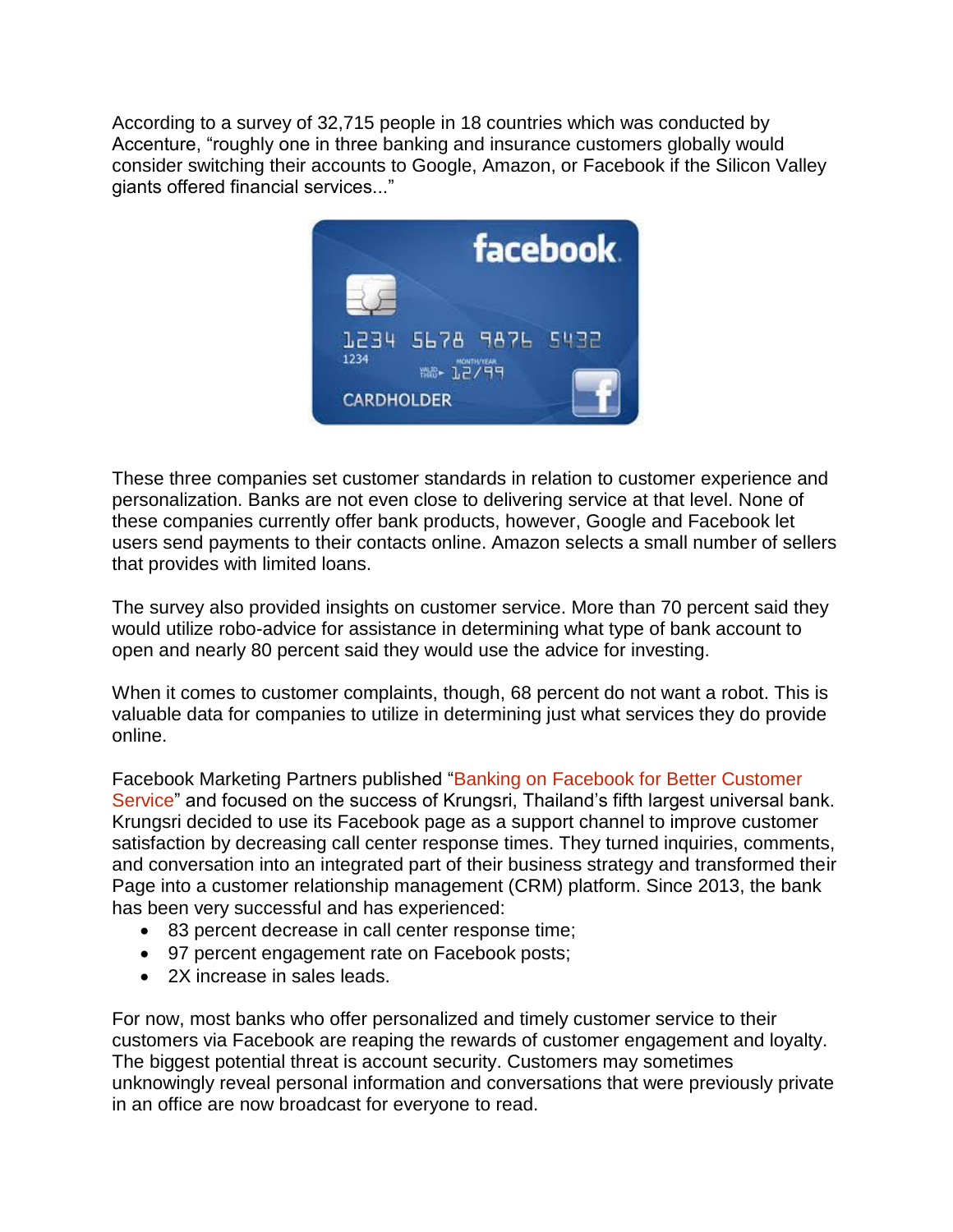According to a survey of 32,715 people in 18 countries which was conducted by Accenture, "roughly one in three banking and insurance customers globally would consider switching their accounts to Google, Amazon, or Facebook if the Silicon Valley giants offered financial services..."

These three companies set customer standards in relation to customer experience and personalization. Banks are not even close to delivering service at that level. None of these companies currently offer bank products, however, Google and Facebook let users send payments to their contacts online. Amazon selects a small number of sellers that provides with limited loans.

The survey also provided insights on customer service. More than 70 percent said they would utilize robo-advice for assistance in determining what type of bank account to open and nearly 80 percent said they would use the advice for investing.

When it comes to customer complaints, though, 68 percent do not want a robot. This is valuable data for companies to utilize in determining just what services they do provide online.

Facebook Marketing Partners published "Banking on Facebook for Better Customer Service" and focused on the success of Krungsri, Thailand's fifth largest universal bank. Krungsri decided to use its Facebook page as a support channel to improve customer satisfaction by decreasing call center response times. They turned inquiries, comments, and conversation into an integrated part of their business strategy and transformed their Page into a customer relationship management (CRM) platform. Since 2013, the bank has been very successful and has experienced:

- 83 percent decrease in call center response time;
- 97 percent engagement rate on Facebook posts;
- 2X increase in sales leads.

For now, most banks who offer personalized and timely customer service to their customers via Facebook are reaping the rewards of customer engagement and loyalty. The biggest potential threat is account security. Customers may sometimes unknowingly reveal personal information and conversations that were previously private in an office are now broadcast for everyone to read.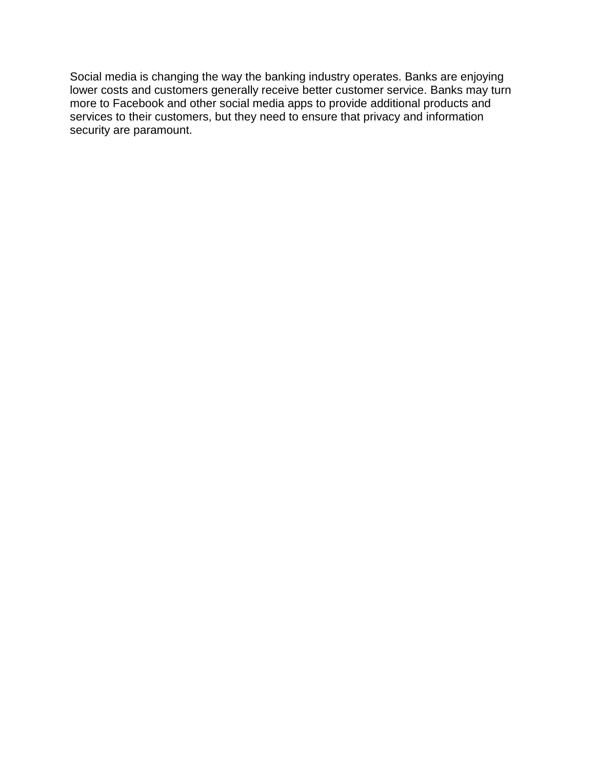Social media is changing the way the banking industry operates. Banks are enjoying lower costs and customers generally receive better customer service. Banks may turn more to Facebook and other social media apps to provide additional products and services to their customers, but they need to ensure that privacy and information security are paramount.